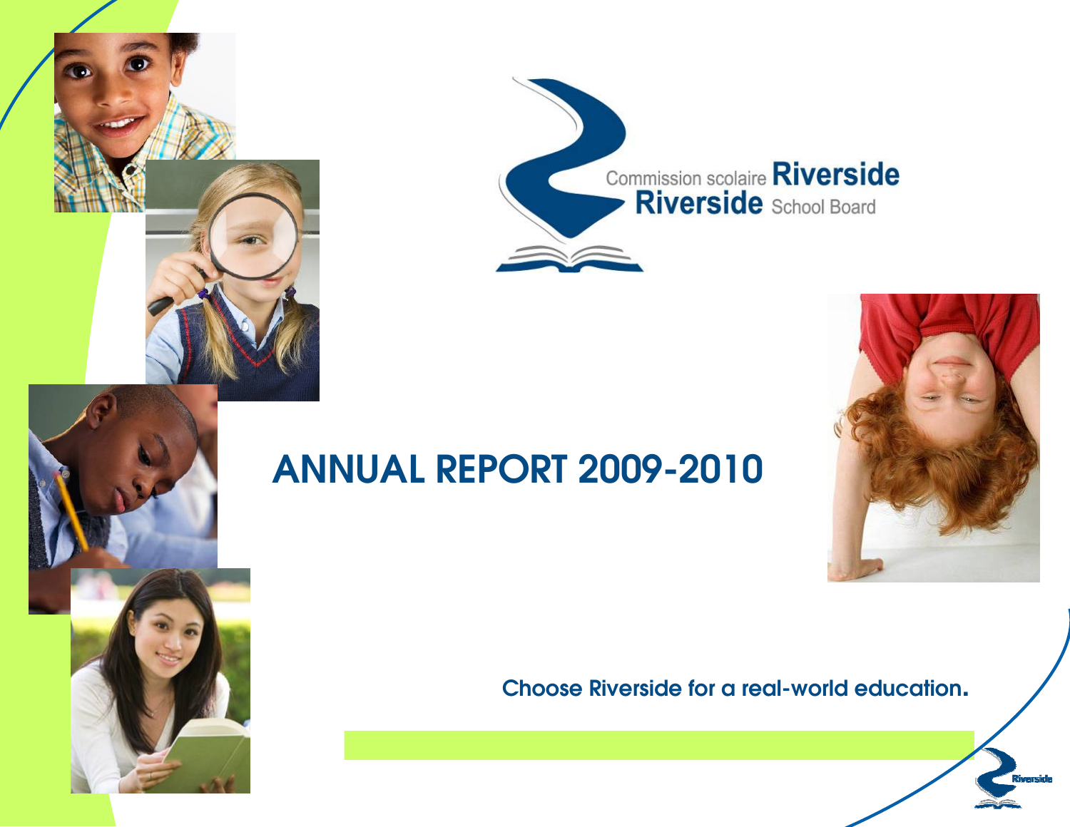Commission scolaire **Riverside**
**Riverside** School Board

# ANNUAL REPORT 2009-2010

**Choose Riverside for a real-world education.**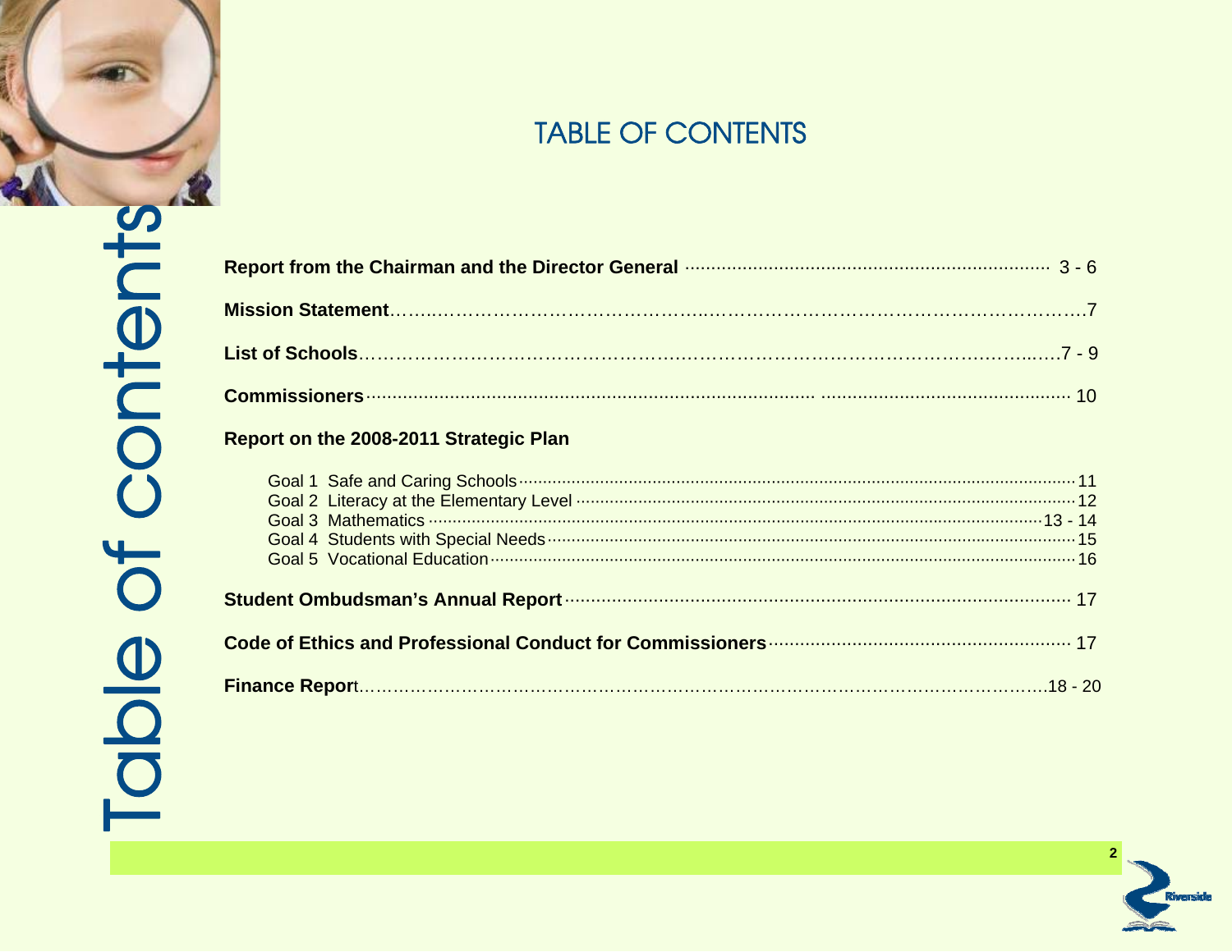# TABLE OF CONTENTS

| Section | Page |
|---|---|
| **Report from the Chairman and the Director General** | 3 - 6 |
| **Mission Statement** | 7 |
| **List of Schools** | 7 - 9 |
| **Commissioners** | 10 |
| **Report on the 2008-2011 Strategic Plan** | |
| Goal 1 Safe and Caring Schools | 11 |
| Goal 2 Literacy at the Elementary Level | 12 |
| Goal 3 Mathematics | 13 - 14 |
| Goal 4 Students with Special Needs | 15 |
| Goal 5 Vocational Education | 16 |
| **Student Ombudsman's Annual Report** | 17 |
| **Code of Ethics and Professional Conduct for Commissioners** | 17 |
| **Finance Report** | 18 - 20 |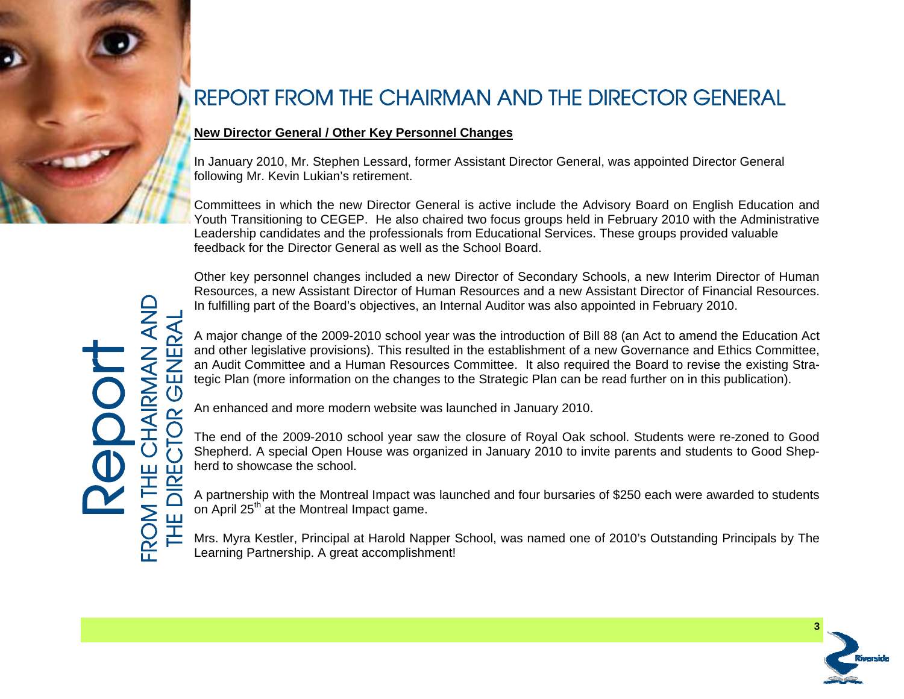# REPORT FROM THE CHAIRMAN AND THE DIRECTOR GENERAL

**New Director General / Other Key Personnel Changes**

In January 2010, Mr. Stephen Lessard, former Assistant Director General, was appointed Director General following Mr. Kevin Lukian's retirement.

Committees in which the new Director General is active include the Advisory Board on English Education and Youth Transitioning to CEGEP. He also chaired two focus groups held in February 2010 with the Administrative Leadership candidates and the professionals from Educational Services. These groups provided valuable feedback for the Director General as well as the School Board.

Other key personnel changes included a new Director of Secondary Schools, a new Interim Director of Human Resources, a new Assistant Director of Human Resources and a new Assistant Director of Financial Resources. In fulfilling part of the Board's objectives, an Internal Auditor was also appointed in February 2010.

A major change of the 2009-2010 school year was the introduction of Bill 88 (an Act to amend the Education Act and other legislative provisions). This resulted in the establishment of a new Governance and Ethics Committee, an Audit Committee and a Human Resources Committee. It also required the Board to revise the existing Strategic Plan (more information on the changes to the Strategic Plan can be read further on in this publication).

An enhanced and more modern website was launched in January 2010.

The end of the 2009-2010 school year saw the closure of Royal Oak school. Students were re-zoned to Good Shepherd. A special Open House was organized in January 2010 to invite parents and students to Good Shepherd to showcase the school.

A partnership with the Montreal Impact was launched and four bursaries of $250 each were awarded to students on April 25th at the Montreal Impact game.

Mrs. Myra Kestler, Principal at Harold Napper School, was named one of 2010's Outstanding Principals by The Learning Partnership. A great accomplishment!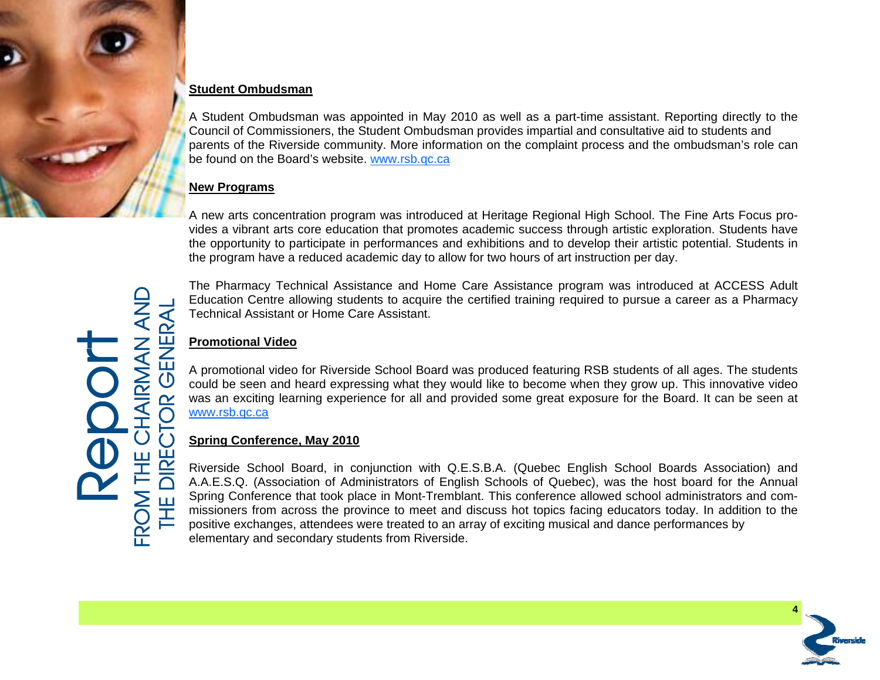## Student Ombudsman

A Student Ombudsman was appointed in May 2010 as well as a part-time assistant. Reporting directly to the Council of Commissioners, the Student Ombudsman provides impartial and consultative aid to students and parents of the Riverside community. More information on the complaint process and the ombudsman's role can be found on the Board's website. www.rsb.qc.ca

## New Programs

A new arts concentration program was introduced at Heritage Regional High School. The Fine Arts Focus provides a vibrant arts core education that promotes academic success through artistic exploration. Students have the opportunity to participate in performances and exhibitions and to develop their artistic potential. Students in the program have a reduced academic day to allow for two hours of art instruction per day.

The Pharmacy Technical Assistance and Home Care Assistance program was introduced at ACCESS Adult Education Centre allowing students to acquire the certified training required to pursue a career as a Pharmacy Technical Assistant or Home Care Assistant.

## Promotional Video

A promotional video for Riverside School Board was produced featuring RSB students of all ages. The students could be seen and heard expressing what they would like to become when they grow up. This innovative video was an exciting learning experience for all and provided some great exposure for the Board. It can be seen at www.rsb.qc.ca

## Spring Conference, May 2010

Riverside School Board, in conjunction with Q.E.S.B.A. (Quebec English School Boards Association) and A.A.E.S.Q. (Association of Administrators of English Schools of Quebec), was the host board for the Annual Spring Conference that took place in Mont-Tremblant. This conference allowed school administrators and commissioners from across the province to meet and discuss hot topics facing educators today. In addition to the positive exchanges, attendees were treated to an array of exciting musical and dance performances by elementary and secondary students from Riverside.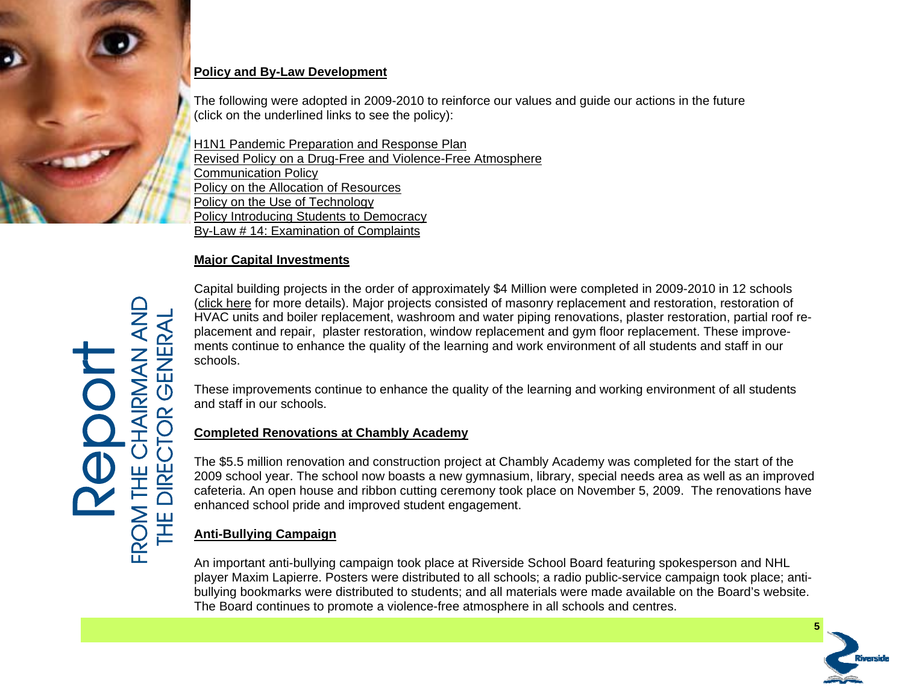Report
FROM THE CHAIRMAN AND THE DIRECTOR GENERAL

## Policy and By-Law Development

The following were adopted in 2009-2010 to reinforce our values and guide our actions in the future (click on the underlined links to see the policy):

- H1N1 Pandemic Preparation and Response Plan
- Revised Policy on a Drug-Free and Violence-Free Atmosphere
- Communication Policy
- Policy on the Allocation of Resources
- Policy on the Use of Technology
- Policy Introducing Students to Democracy
- By-Law # 14: Examination of Complaints

## Major Capital Investments

Capital building projects in the order of approximately $4 Million were completed in 2009-2010 in 12 schools (click here for more details). Major projects consisted of masonry replacement and restoration, restoration of HVAC units and boiler replacement, washroom and water piping renovations, plaster restoration, partial roof replacement and repair, plaster restoration, window replacement and gym floor replacement. These improvements continue to enhance the quality of the learning and work environment of all students and staff in our schools.

These improvements continue to enhance the quality of the learning and working environment of all students and staff in our schools.

## Completed Renovations at Chambly Academy

The $5.5 million renovation and construction project at Chambly Academy was completed for the start of the 2009 school year. The school now boasts a new gymnasium, library, special needs area as well as an improved cafeteria. An open house and ribbon cutting ceremony took place on November 5, 2009. The renovations have enhanced school pride and improved student engagement.

## Anti-Bullying Campaign

An important anti-bullying campaign took place at Riverside School Board featuring spokesperson and NHL player Maxim Lapierre. Posters were distributed to all schools; a radio public-service campaign took place; anti-bullying bookmarks were distributed to students; and all materials were made available on the Board's website. The Board continues to promote a violence-free atmosphere in all schools and centres.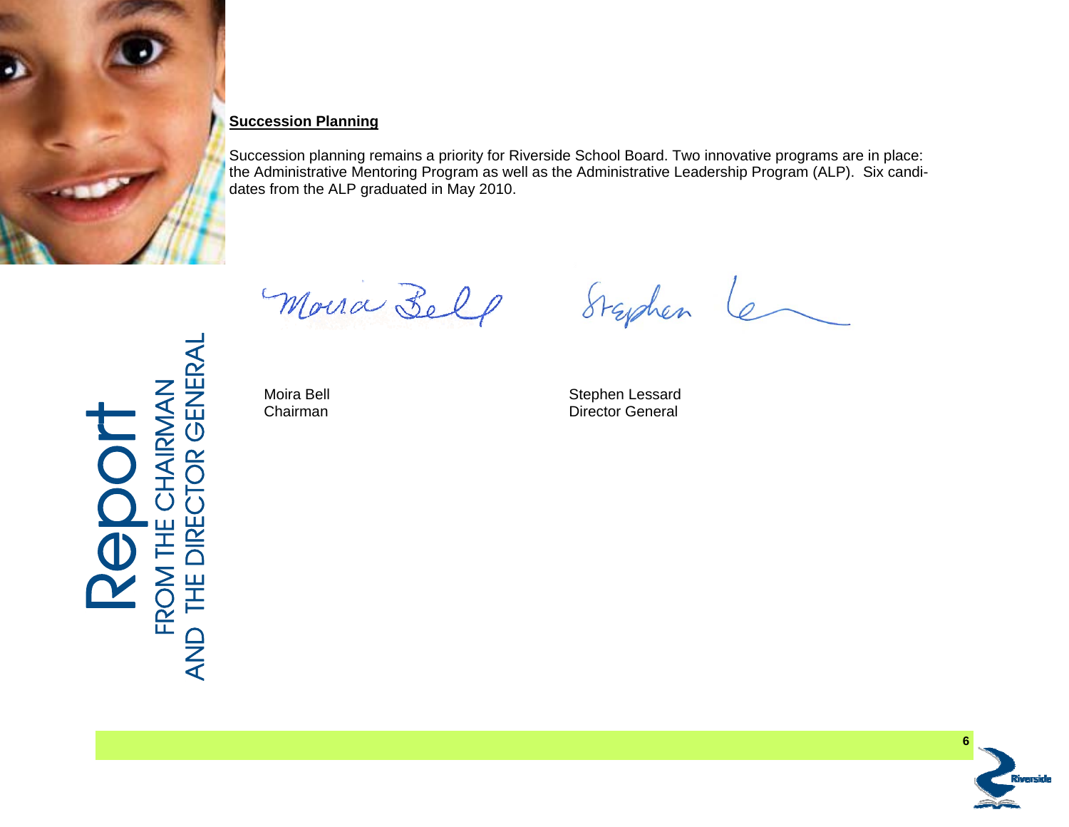## Succession Planning

Succession planning remains a priority for Riverside School Board. Two innovative programs are in place: the Administrative Mentoring Program as well as the Administrative Leadership Program (ALP). Six candidates from the ALP graduated in May 2010.

Moira Bell
Chairman

Stephen Lessard
Director General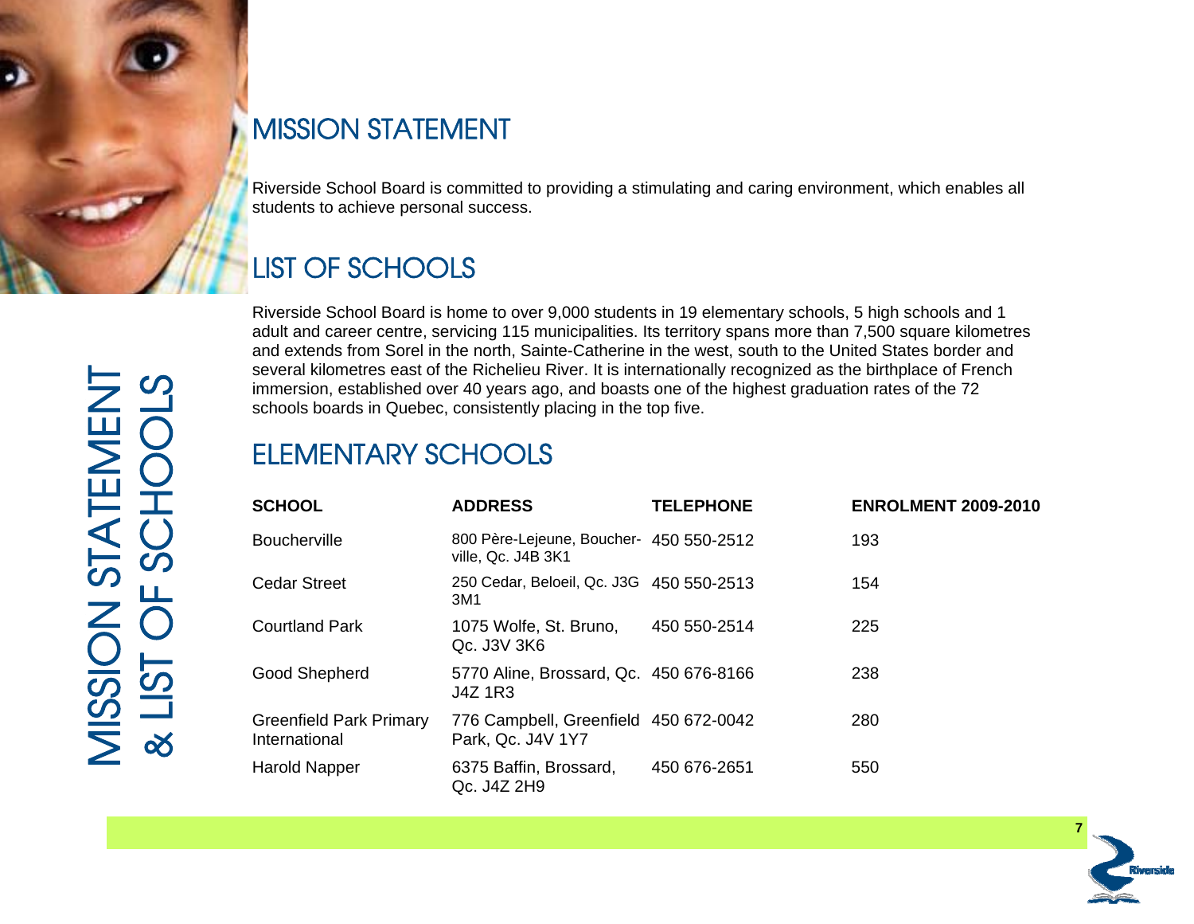# MISSION STATEMENT & LIST OF SCHOOLS

## MISSION STATEMENT

Riverside School Board is committed to providing a stimulating and caring environment, which enables all students to achieve personal success.

## LIST OF SCHOOLS

Riverside School Board is home to over 9,000 students in 19 elementary schools, 5 high schools and 1 adult and career centre, servicing 115 municipalities. Its territory spans more than 7,500 square kilometres and extends from Sorel in the north, Sainte-Catherine in the west, south to the United States border and several kilometres east of the Richelieu River. It is internationally recognized as the birthplace of French immersion, established over 40 years ago, and boasts one of the highest graduation rates of the 72 schools boards in Quebec, consistently placing in the top five.

## ELEMENTARY SCHOOLS

| SCHOOL | ADDRESS | TELEPHONE | ENROLMENT 2009-2010 |
|---|---|---|---|
| Boucherville | 800 Père-Lejeune, Boucherville, Qc. J4B 3K1 | 450 550-2512 | 193 |
| Cedar Street | 250 Cedar, Beloeil, Qc. J3G 3M1 | 450 550-2513 | 154 |
| Courtland Park | 1075 Wolfe, St. Bruno, Qc. J3V 3K6 | 450 550-2514 | 225 |
| Good Shepherd | 5770 Aline, Brossard, Qc. J4Z 1R3 | 450 676-8166 | 238 |
| Greenfield Park Primary International | 776 Campbell, Greenfield Park, Qc. J4V 1Y7 | 450 672-0042 | 280 |
| Harold Napper | 6375 Baffin, Brossard, Qc. J4Z 2H9 | 450 676-2651 | 550 |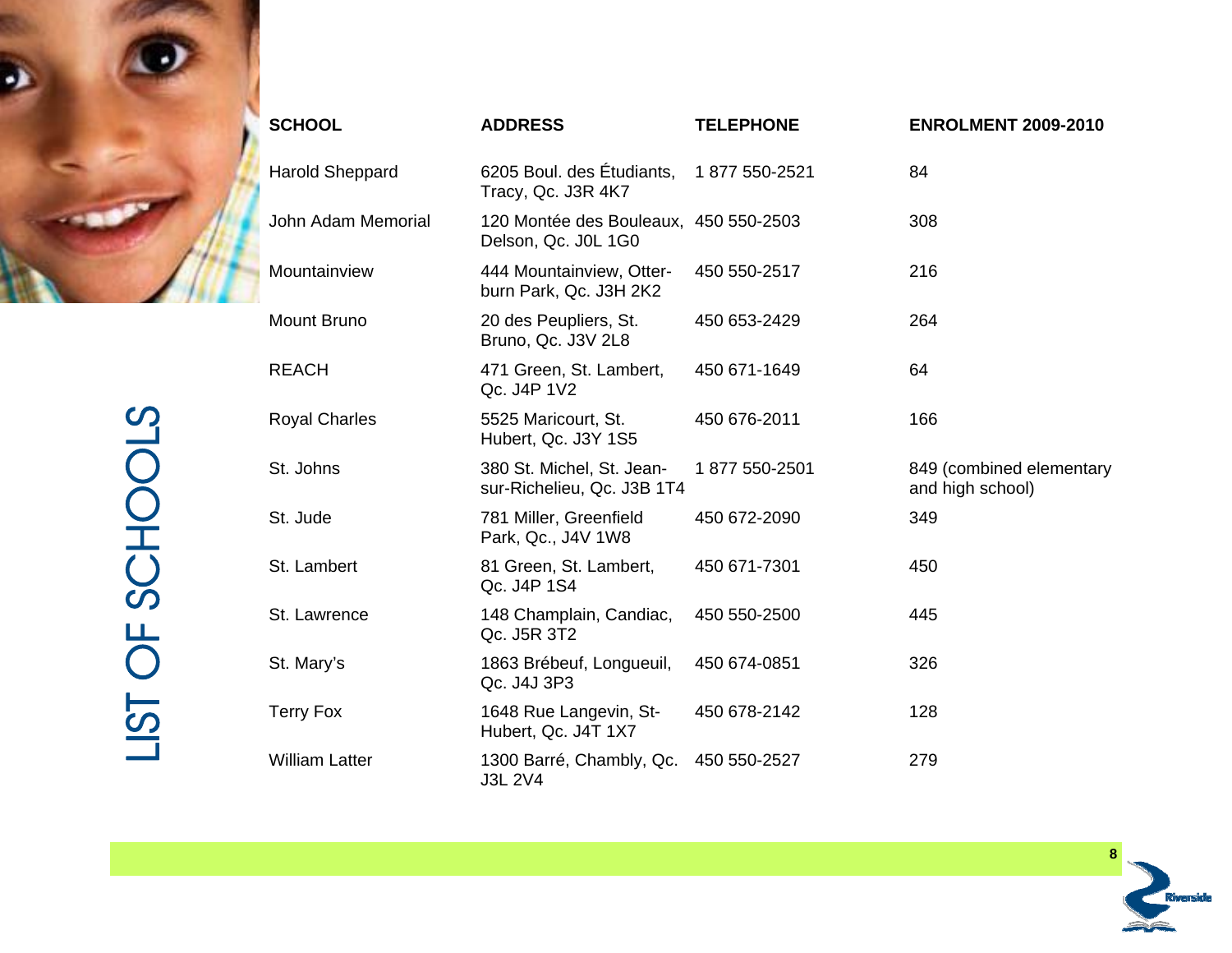# LIST OF SCHOOLS

| SCHOOL | ADDRESS | TELEPHONE | ENROLMENT 2009-2010 |
|---|---|---|---|
| Harold Sheppard | 6205 Boul. des Étudiants, Tracy, Qc. J3R 4K7 | 1 877 550-2521 | 84 |
| John Adam Memorial | 120 Montée des Bouleaux, Delson, Qc. J0L 1G0 | 450 550-2503 | 308 |
| Mountainview | 444 Mountainview, Otter-burn Park, Qc. J3H 2K2 | 450 550-2517 | 216 |
| Mount Bruno | 20 des Peupliers, St. Bruno, Qc. J3V 2L8 | 450 653-2429 | 264 |
| REACH | 471 Green, St. Lambert, Qc. J4P 1V2 | 450 671-1649 | 64 |
| Royal Charles | 5525 Maricourt, St. Hubert, Qc. J3Y 1S5 | 450 676-2011 | 166 |
| St. Johns | 380 St. Michel, St. Jean-sur-Richelieu, Qc. J3B 1T4 | 1 877 550-2501 | 849 (combined elementary and high school) |
| St. Jude | 781 Miller, Greenfield Park, Qc., J4V 1W8 | 450 672-2090 | 349 |
| St. Lambert | 81 Green, St. Lambert, Qc. J4P 1S4 | 450 671-7301 | 450 |
| St. Lawrence | 148 Champlain, Candiac, Qc. J5R 3T2 | 450 550-2500 | 445 |
| St. Mary's | 1863 Brébeuf, Longueuil, Qc. J4J 3P3 | 450 674-0851 | 326 |
| Terry Fox | 1648 Rue Langevin, St-Hubert, Qc. J4T 1X7 | 450 678-2142 | 128 |
| William Latter | 1300 Barré, Chambly, Qc. J3L 2V4 | 450 550-2527 | 279 |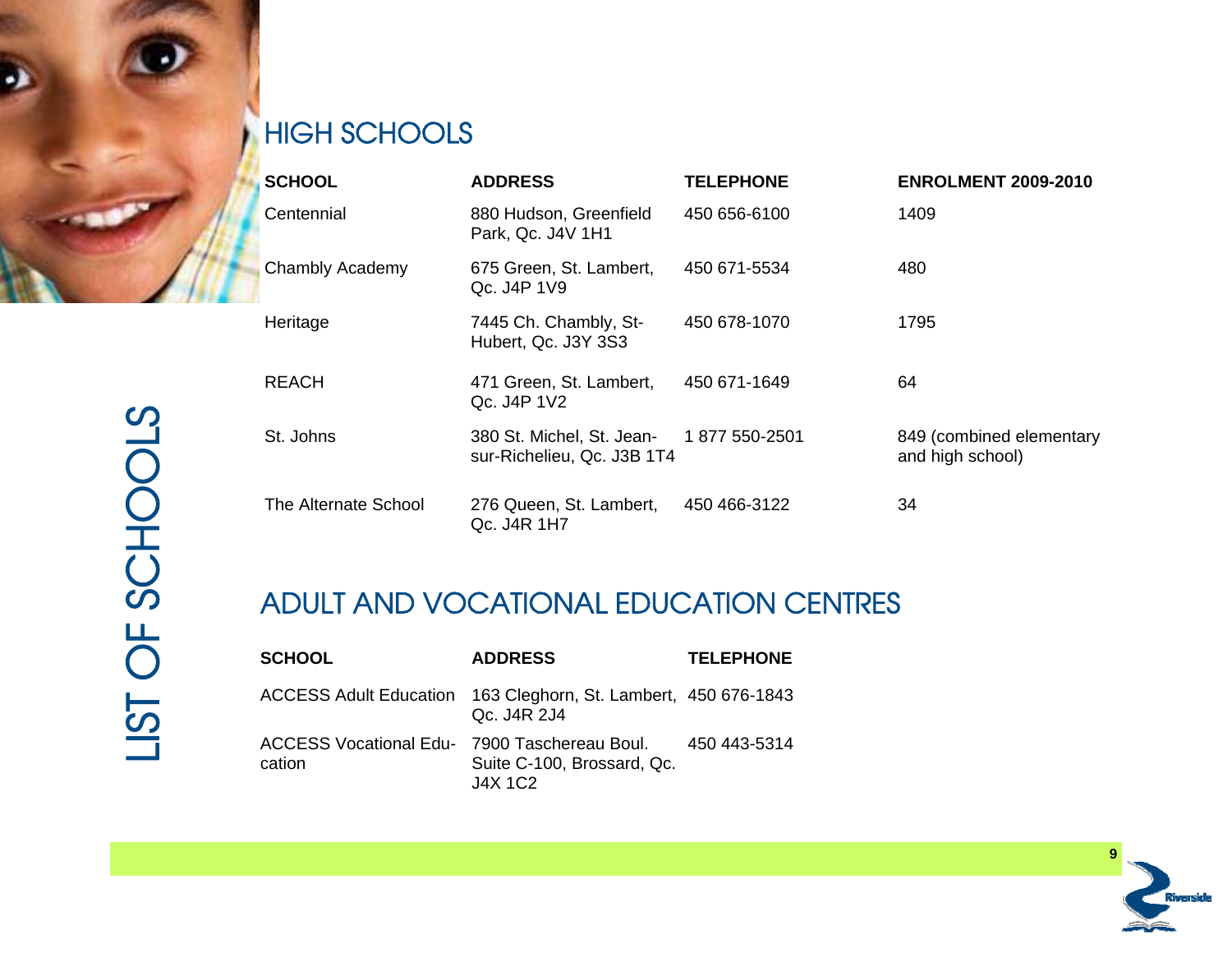# LIST OF SCHOOLS

## HIGH SCHOOLS

| SCHOOL | ADDRESS | TELEPHONE | ENROLMENT 2009-2010 |
|---|---|---|---|
| Centennial | 880 Hudson, Greenfield Park, Qc. J4V 1H1 | 450 656-6100 | 1409 |
| Chambly Academy | 675 Green, St. Lambert, Qc. J4P 1V9 | 450 671-5534 | 480 |
| Heritage | 7445 Ch. Chambly, St-Hubert, Qc. J3Y 3S3 | 450 678-1070 | 1795 |
| REACH | 471 Green, St. Lambert, Qc. J4P 1V2 | 450 671-1649 | 64 |
| St. Johns | 380 St. Michel, St. Jean-sur-Richelieu, Qc. J3B 1T4 | 1 877 550-2501 | 849 (combined elementary and high school) |
| The Alternate School | 276 Queen, St. Lambert, Qc. J4R 1H7 | 450 466-3122 | 34 |

## ADULT AND VOCATIONAL EDUCATION CENTRES

| SCHOOL | ADDRESS | TELEPHONE |
|---|---|---|
| ACCESS Adult Education | 163 Cleghorn, St. Lambert, Qc. J4R 2J4 | 450 676-1843 |
| ACCESS Vocational Education | 7900 Taschereau Boul. Suite C-100, Brossard, Qc. J4X 1C2 | 450 443-5314 |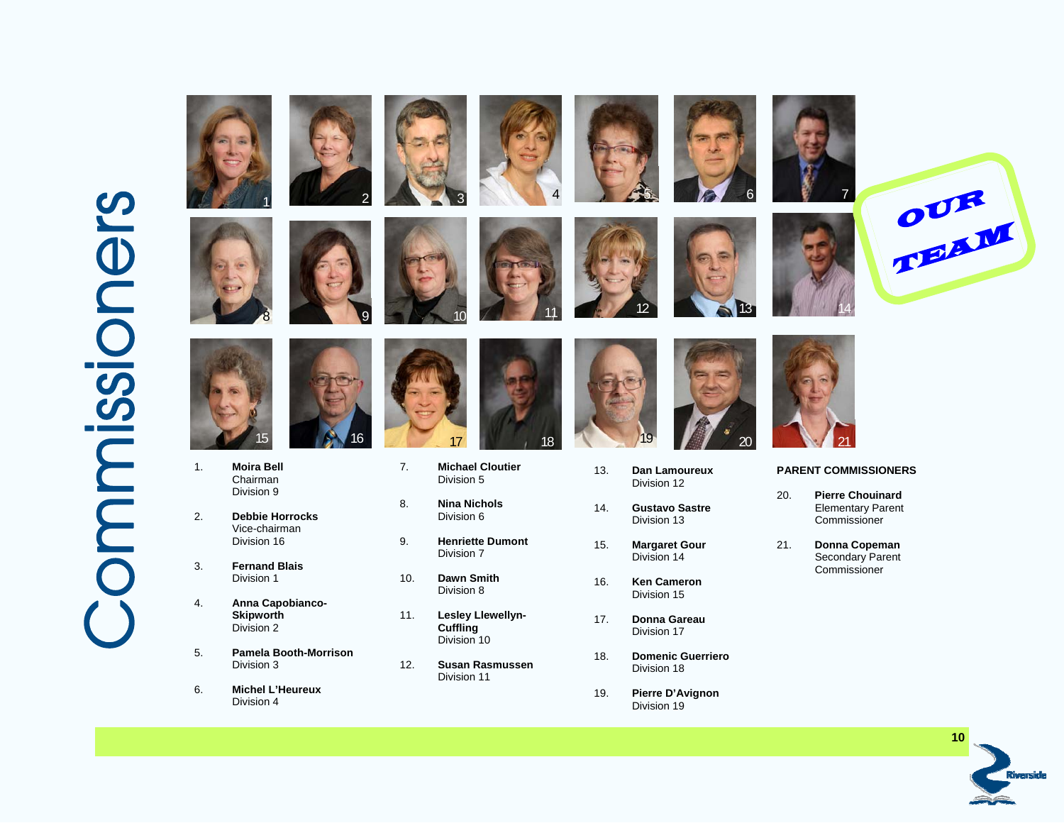# Commissioners

OUR TEAM

1. **Moira Bell**
   Chairman
   Division 9

2. **Debbie Horrocks**
   Vice-chairman
   Division 16

3. **Fernand Blais**
   Division 1

4. **Anna Capobianco-Skipworth**
   Division 2

5. **Pamela Booth-Morrison**
   Division 3

6. **Michel L'Heureux**
   Division 4

7. **Michael Cloutier**
   Division 5

8. **Nina Nichols**
   Division 6

9. **Henriette Dumont**
   Division 7

10. **Dawn Smith**
    Division 8

11. **Lesley Llewellyn-Cuffling**
    Division 10

12. **Susan Rasmussen**
    Division 11

13. **Dan Lamoureux**
    Division 12

14. **Gustavo Sastre**
    Division 13

15. **Margaret Gour**
    Division 14

16. **Ken Cameron**
    Division 15

17. **Donna Gareau**
    Division 17

18. **Domenic Guerriero**
    Division 18

19. **Pierre D'Avignon**
    Division 19

**PARENT COMMISSIONERS**

20. **Pierre Chouinard**
    Elementary Parent Commissioner

21. **Donna Copeman**
    Secondary Parent Commissioner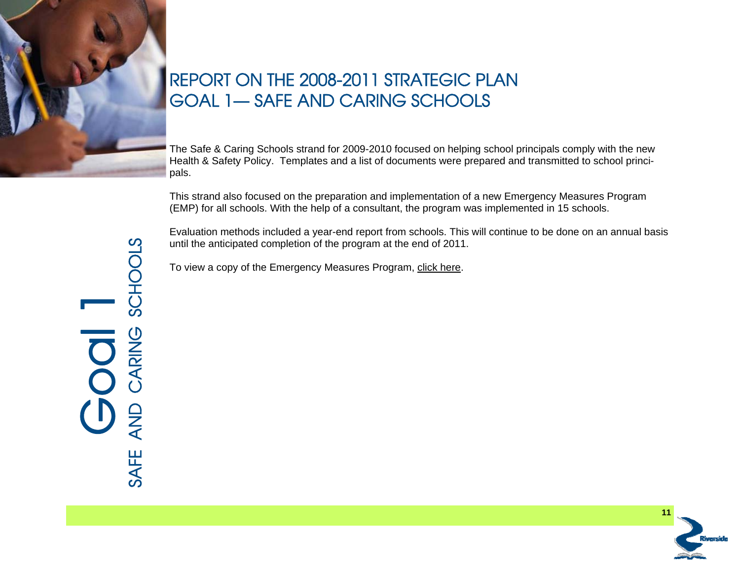# REPORT ON THE 2008-2011 STRATEGIC PLAN
# GOAL 1— SAFE AND CARING SCHOOLS

Goal 1
SAFE AND CARING SCHOOLS

The Safe & Caring Schools strand for 2009-2010 focused on helping school principals comply with the new Health & Safety Policy. Templates and a list of documents were prepared and transmitted to school principals.

This strand also focused on the preparation and implementation of a new Emergency Measures Program (EMP) for all schools. With the help of a consultant, the program was implemented in 15 schools.

Evaluation methods included a year-end report from schools. This will continue to be done on an annual basis until the anticipated completion of the program at the end of 2011.

To view a copy of the Emergency Measures Program, click here.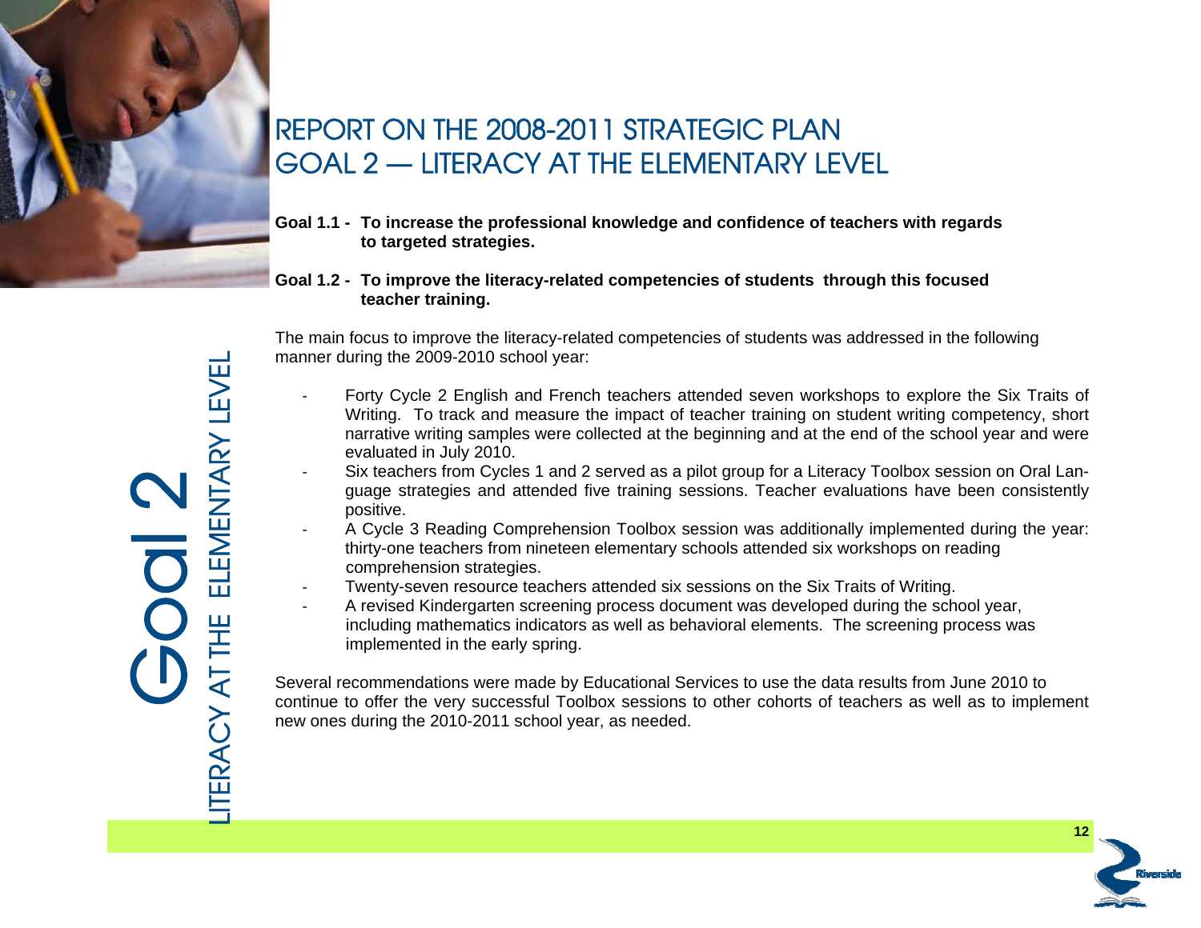# REPORT ON THE 2008-2011 STRATEGIC PLAN
# GOAL 2 — LITERACY AT THE ELEMENTARY LEVEL

**Goal 1.1 - To increase the professional knowledge and confidence of teachers with regards to targeted strategies.**

**Goal 1.2 - To improve the literacy-related competencies of students through this focused teacher training.**

The main focus to improve the literacy-related competencies of students was addressed in the following manner during the 2009-2010 school year:

- Forty Cycle 2 English and French teachers attended seven workshops to explore the Six Traits of Writing. To track and measure the impact of teacher training on student writing competency, short narrative writing samples were collected at the beginning and at the end of the school year and were evaluated in July 2010.
- Six teachers from Cycles 1 and 2 served as a pilot group for a Literacy Toolbox session on Oral Language strategies and attended five training sessions. Teacher evaluations have been consistently positive.
- A Cycle 3 Reading Comprehension Toolbox session was additionally implemented during the year: thirty-one teachers from nineteen elementary schools attended six workshops on reading comprehension strategies.
- Twenty-seven resource teachers attended six sessions on the Six Traits of Writing.
- A revised Kindergarten screening process document was developed during the school year, including mathematics indicators as well as behavioral elements. The screening process was implemented in the early spring.

Several recommendations were made by Educational Services to use the data results from June 2010 to continue to offer the very successful Toolbox sessions to other cohorts of teachers as well as to implement new ones during the 2010-2011 school year, as needed.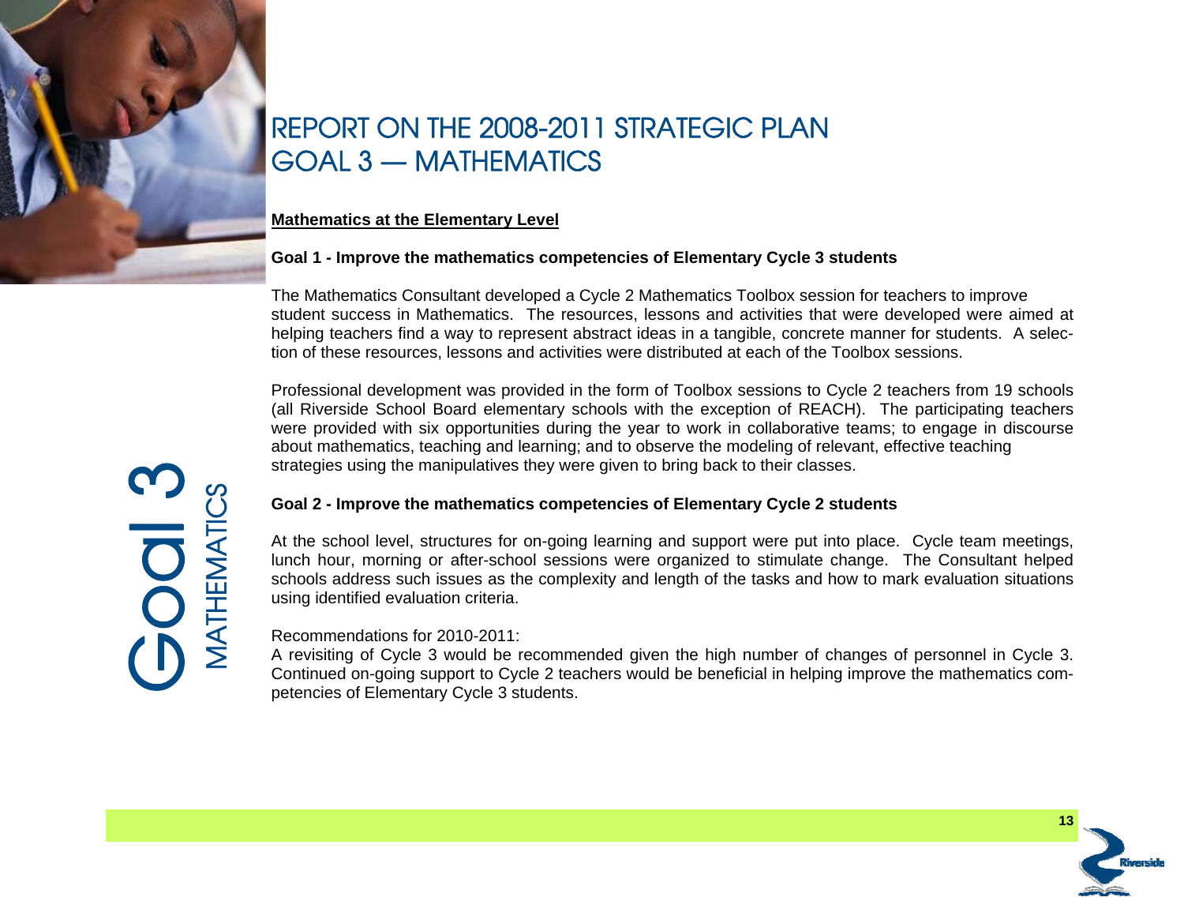# REPORT ON THE 2008-2011 STRATEGIC PLAN
# GOAL 3 — MATHEMATICS

## Mathematics at the Elementary Level

### Goal 1 - Improve the mathematics competencies of Elementary Cycle 3 students

The Mathematics Consultant developed a Cycle 2 Mathematics Toolbox session for teachers to improve student success in Mathematics. The resources, lessons and activities that were developed were aimed at helping teachers find a way to represent abstract ideas in a tangible, concrete manner for students. A selection of these resources, lessons and activities were distributed at each of the Toolbox sessions.

Professional development was provided in the form of Toolbox sessions to Cycle 2 teachers from 19 schools (all Riverside School Board elementary schools with the exception of REACH). The participating teachers were provided with six opportunities during the year to work in collaborative teams; to engage in discourse about mathematics, teaching and learning; and to observe the modeling of relevant, effective teaching strategies using the manipulatives they were given to bring back to their classes.

### Goal 2 - Improve the mathematics competencies of Elementary Cycle 2 students

At the school level, structures for on-going learning and support were put into place. Cycle team meetings, lunch hour, morning or after-school sessions were organized to stimulate change. The Consultant helped schools address such issues as the complexity and length of the tasks and how to mark evaluation situations using identified evaluation criteria.

Recommendations for 2010-2011:
A revisiting of Cycle 3 would be recommended given the high number of changes of personnel in Cycle 3. Continued on-going support to Cycle 2 teachers would be beneficial in helping improve the mathematics competencies of Elementary Cycle 3 students.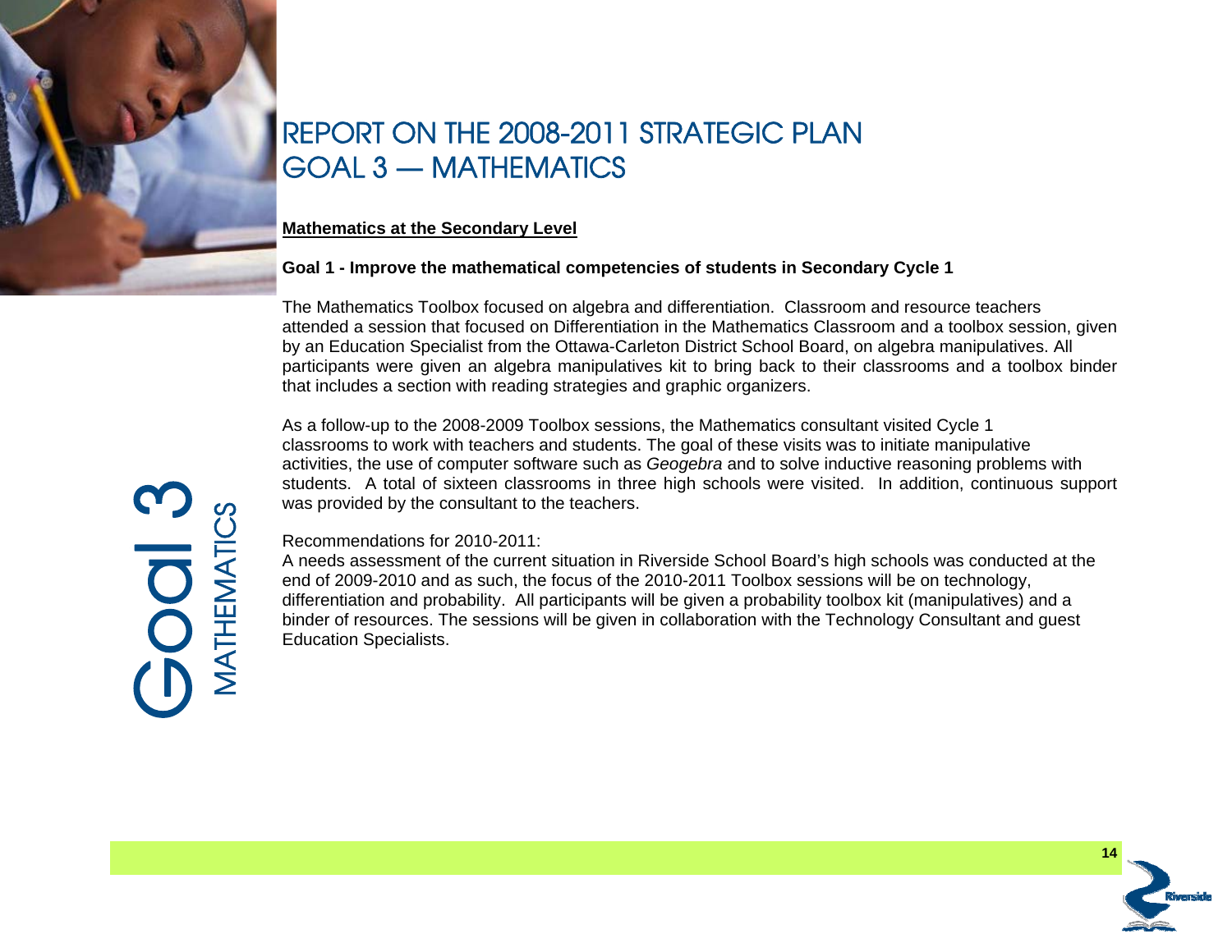# REPORT ON THE 2008-2011 STRATEGIC PLAN
# GOAL 3 — MATHEMATICS

## Mathematics at the Secondary Level

**Goal 1 - Improve the mathematical competencies of students in Secondary Cycle 1**

The Mathematics Toolbox focused on algebra and differentiation. Classroom and resource teachers attended a session that focused on Differentiation in the Mathematics Classroom and a toolbox session, given by an Education Specialist from the Ottawa-Carleton District School Board, on algebra manipulatives. All participants were given an algebra manipulatives kit to bring back to their classrooms and a toolbox binder that includes a section with reading strategies and graphic organizers.

As a follow-up to the 2008-2009 Toolbox sessions, the Mathematics consultant visited Cycle 1 classrooms to work with teachers and students. The goal of these visits was to initiate manipulative activities, the use of computer software such as *Geogebra* and to solve inductive reasoning problems with students. A total of sixteen classrooms in three high schools were visited. In addition, continuous support was provided by the consultant to the teachers.

Recommendations for 2010-2011:
A needs assessment of the current situation in Riverside School Board's high schools was conducted at the end of 2009-2010 and as such, the focus of the 2010-2011 Toolbox sessions will be on technology, differentiation and probability. All participants will be given a probability toolbox kit (manipulatives) and a binder of resources. The sessions will be given in collaboration with the Technology Consultant and guest Education Specialists.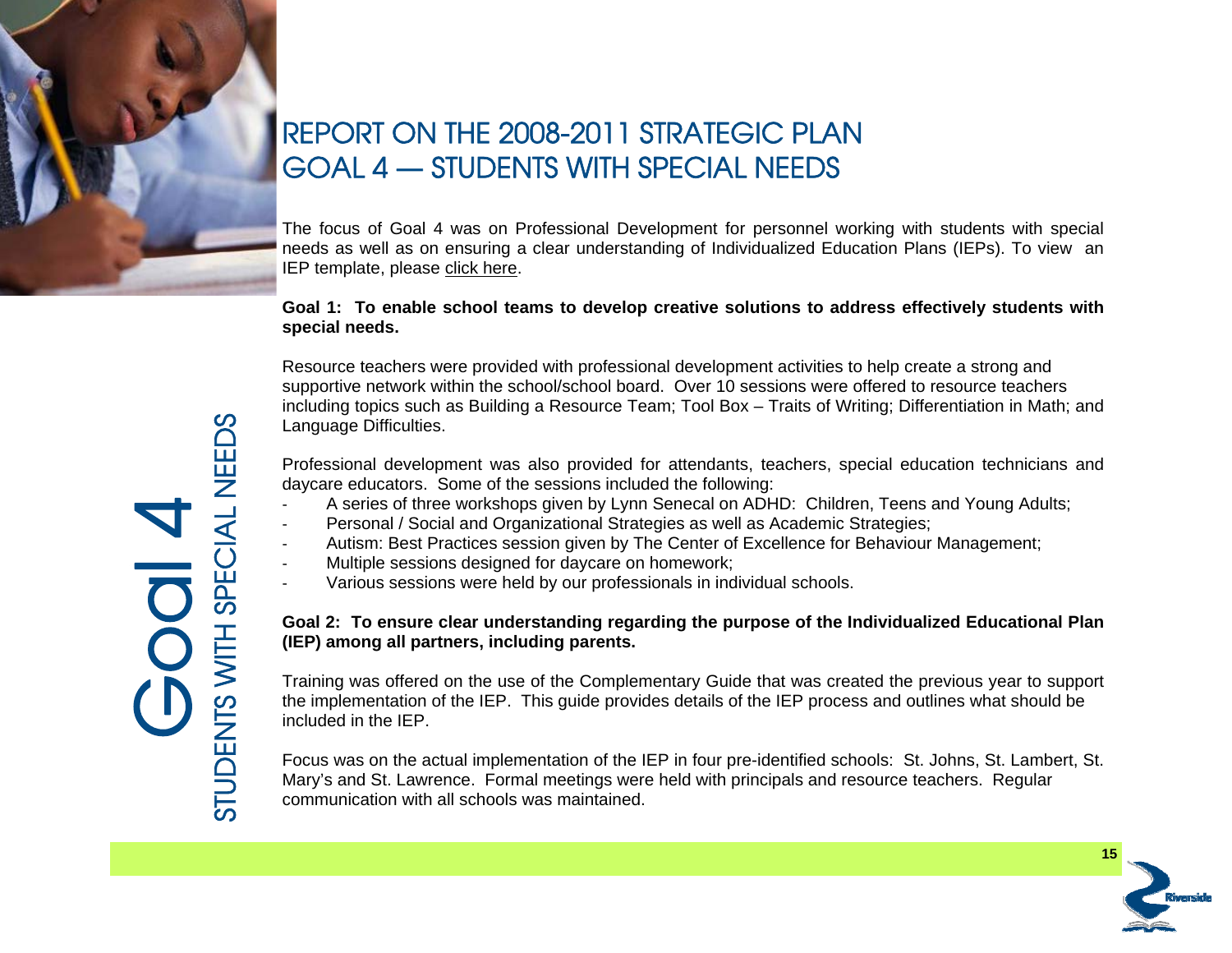# REPORT ON THE 2008-2011 STRATEGIC PLAN
# GOAL 4 — STUDENTS WITH SPECIAL NEEDS

The focus of Goal 4 was on Professional Development for personnel working with students with special needs as well as on ensuring a clear understanding of Individualized Education Plans (IEPs). To view an IEP template, please click here.

**Goal 1: To enable school teams to develop creative solutions to address effectively students with special needs.**

Resource teachers were provided with professional development activities to help create a strong and supportive network within the school/school board. Over 10 sessions were offered to resource teachers including topics such as Building a Resource Team; Tool Box – Traits of Writing; Differentiation in Math; and Language Difficulties.

Professional development was also provided for attendants, teachers, special education technicians and daycare educators. Some of the sessions included the following:

- A series of three workshops given by Lynn Senecal on ADHD: Children, Teens and Young Adults;
- Personal / Social and Organizational Strategies as well as Academic Strategies;
- Autism: Best Practices session given by The Center of Excellence for Behaviour Management;
- Multiple sessions designed for daycare on homework;
- Various sessions were held by our professionals in individual schools.

**Goal 2: To ensure clear understanding regarding the purpose of the Individualized Educational Plan (IEP) among all partners, including parents.**

Training was offered on the use of the Complementary Guide that was created the previous year to support the implementation of the IEP. This guide provides details of the IEP process and outlines what should be included in the IEP.

Focus was on the actual implementation of the IEP in four pre-identified schools: St. Johns, St. Lambert, St. Mary's and St. Lawrence. Formal meetings were held with principals and resource teachers. Regular communication with all schools was maintained.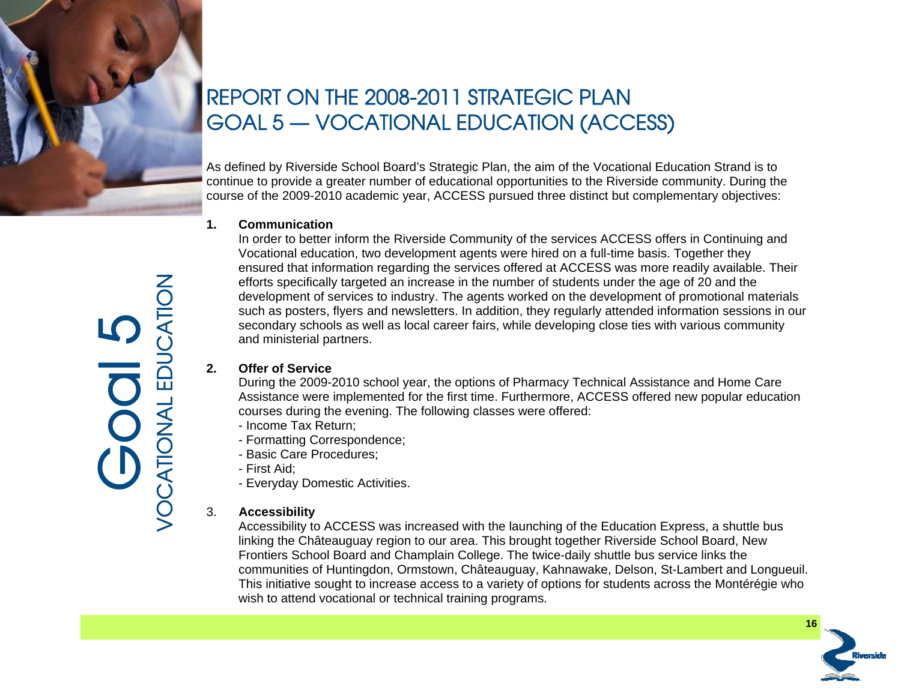# REPORT ON THE 2008-2011 STRATEGIC PLAN
# GOAL 5 — VOCATIONAL EDUCATION (ACCESS)

Goal 5
VOCATIONAL EDUCATION

As defined by Riverside School Board's Strategic Plan, the aim of the Vocational Education Strand is to continue to provide a greater number of educational opportunities to the Riverside community. During the course of the 2009-2010 academic year, ACCESS pursued three distinct but complementary objectives:

1. **Communication**

   In order to better inform the Riverside Community of the services ACCESS offers in Continuing and Vocational education, two development agents were hired on a full-time basis. Together they ensured that information regarding the services offered at ACCESS was more readily available. Their efforts specifically targeted an increase in the number of students under the age of 20 and the development of services to industry. The agents worked on the development of promotional materials such as posters, flyers and newsletters. In addition, they regularly attended information sessions in our secondary schools as well as local career fairs, while developing close ties with various community and ministerial partners.

2. **Offer of Service**

   During the 2009-2010 school year, the options of Pharmacy Technical Assistance and Home Care Assistance were implemented for the first time. Furthermore, ACCESS offered new popular education courses during the evening. The following classes were offered:

   - Income Tax Return;
   - Formatting Correspondence;
   - Basic Care Procedures;
   - First Aid;
   - Everyday Domestic Activities.

3. **Accessibility**

   Accessibility to ACCESS was increased with the launching of the Education Express, a shuttle bus linking the Châteauguay region to our area. This brought together Riverside School Board, New Frontiers School Board and Champlain College. The twice-daily shuttle bus service links the communities of Huntingdon, Ormstown, Châteauguay, Kahnawake, Delson, St-Lambert and Longueuil. This initiative sought to increase access to a variety of options for students across the Montérégie who wish to attend vocational or technical training programs.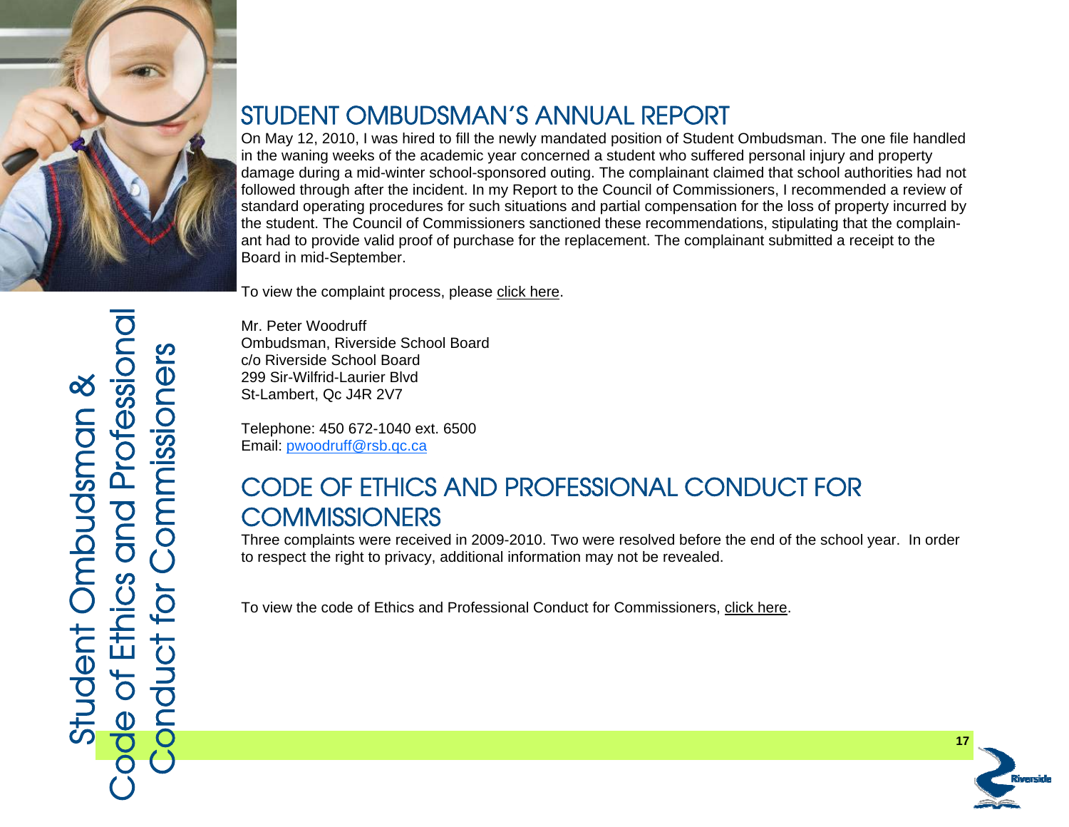# STUDENT OMBUDSMAN'S ANNUAL REPORT

On May 12, 2010, I was hired to fill the newly mandated position of Student Ombudsman. The one file handled in the waning weeks of the academic year concerned a student who suffered personal injury and property damage during a mid-winter school-sponsored outing. The complainant claimed that school authorities had not followed through after the incident. In my Report to the Council of Commissioners, I recommended a review of standard operating procedures for such situations and partial compensation for the loss of property incurred by the student. The Council of Commissioners sanctioned these recommendations, stipulating that the complainant had to provide valid proof of purchase for the replacement. The complainant submitted a receipt to the Board in mid-September.

To view the complaint process, please click here.

Mr. Peter Woodruff
Ombudsman, Riverside School Board
c/o Riverside School Board
299 Sir-Wilfrid-Laurier Blvd
St-Lambert, Qc J4R 2V7

Telephone: 450 672-1040 ext. 6500
Email: pwoodruff@rsb.qc.ca

# CODE OF ETHICS AND PROFESSIONAL CONDUCT FOR COMMISSIONERS

Three complaints were received in 2009-2010. Two were resolved before the end of the school year. In order to respect the right to privacy, additional information may not be revealed.

To view the code of Ethics and Professional Conduct for Commissioners, click here.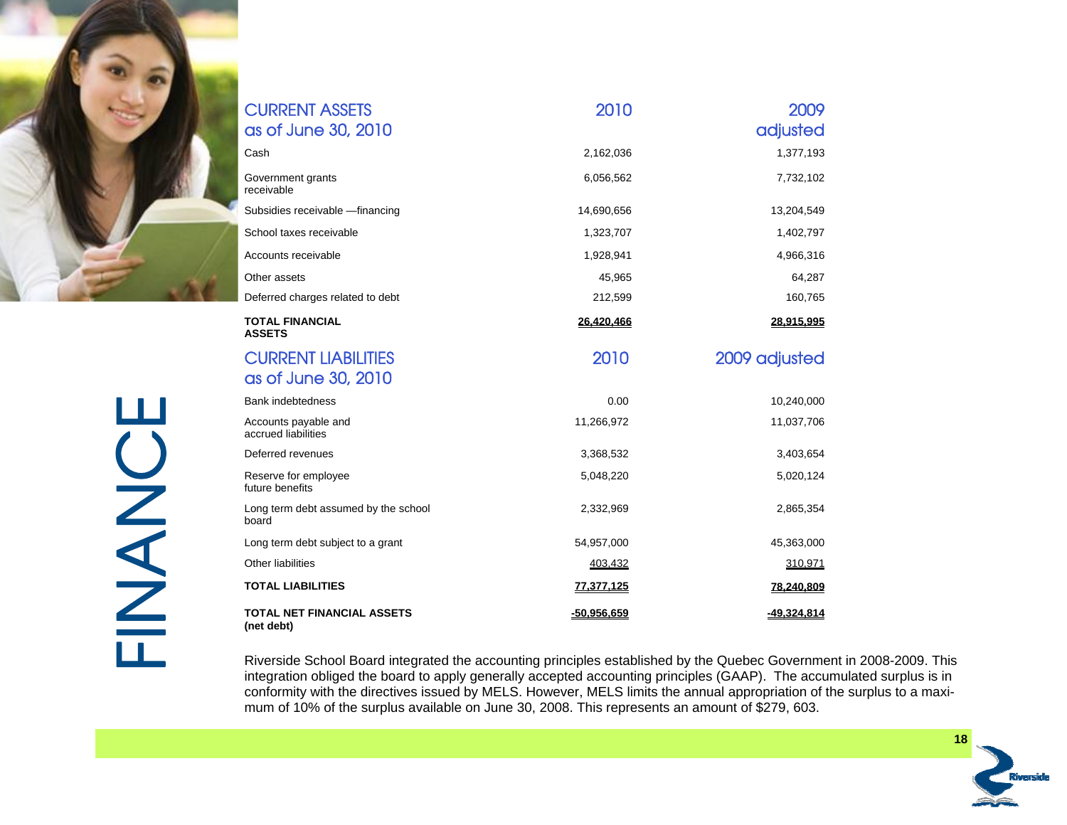# FINANCE

| CURRENT ASSETS as of June 30, 2010 | 2010 | 2009 adjusted |
|---|---|---|
| Cash | 2,162,036 | 1,377,193 |
| Government grants receivable | 6,056,562 | 7,732,102 |
| Subsidies receivable —financing | 14,690,656 | 13,204,549 |
| School taxes receivable | 1,323,707 | 1,402,797 |
| Accounts receivable | 1,928,941 | 4,966,316 |
| Other assets | 45,965 | 64,287 |
| Deferred charges related to debt | 212,599 | 160,765 |
| **TOTAL FINANCIAL ASSETS** | **26,420,466** | **28,915,995** |

| CURRENT LIABILITIES as of June 30, 2010 | 2010 | 2009 adjusted |
|---|---|---|
| Bank indebtedness | 0.00 | 10,240,000 |
| Accounts payable and accrued liabilities | 11,266,972 | 11,037,706 |
| Deferred revenues | 3,368,532 | 3,403,654 |
| Reserve for employee future benefits | 5,048,220 | 5,020,124 |
| Long term debt assumed by the school board | 2,332,969 | 2,865,354 |
| Long term debt subject to a grant | 54,957,000 | 45,363,000 |
| Other liabilities | 403,432 | 310,971 |
| **TOTAL LIABILITIES** | **77,377,125** | **78,240,809** |
| **TOTAL NET FINANCIAL ASSETS (net debt)** | **-50,956,659** | **-49,324,814** |

Riverside School Board integrated the accounting principles established by the Quebec Government in 2008-2009. This integration obliged the board to apply generally accepted accounting principles (GAAP). The accumulated surplus is in conformity with the directives issued by MELS. However, MELS limits the annual appropriation of the surplus to a maximum of 10% of the surplus available on June 30, 2008. This represents an amount of $279, 603.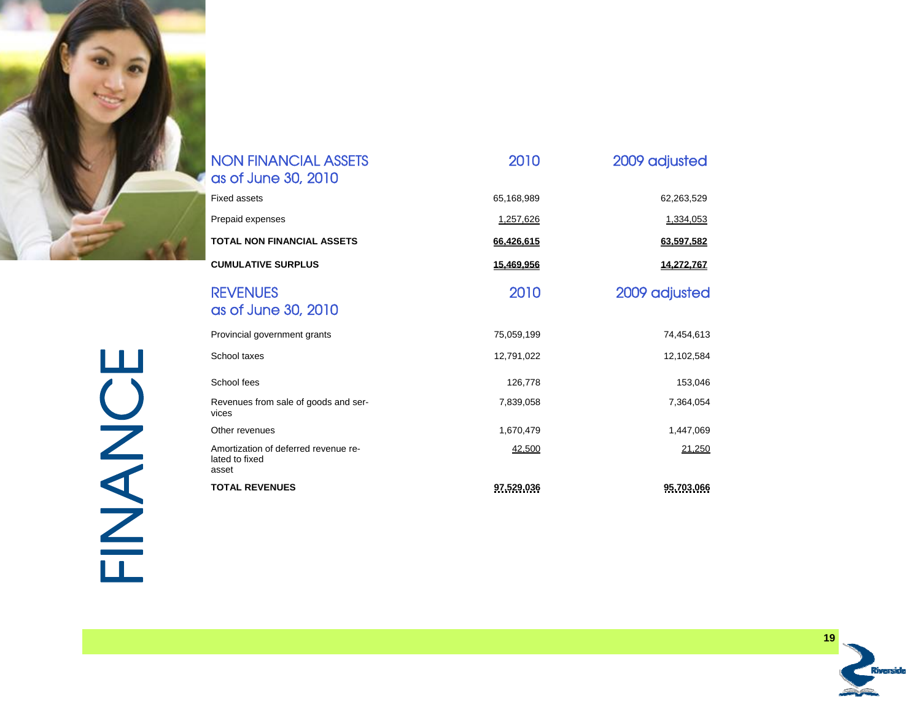# FINANCE

| NON FINANCIAL ASSETS as of June 30, 2010 | 2010 | 2009 adjusted |
|---|---|---|
| Fixed assets | 65,168,989 | 62,263,529 |
| Prepaid expenses | 1,257,626 | 1,334,053 |
| **TOTAL NON FINANCIAL ASSETS** | **66,426,615** | **63,597,582** |
| **CUMULATIVE SURPLUS** | **15,469,956** | **14,272,767** |

| REVENUES as of June 30, 2010 | 2010 | 2009 adjusted |
|---|---|---|
| Provincial government grants | 75,059,199 | 74,454,613 |
| School taxes | 12,791,022 | 12,102,584 |
| School fees | 126,778 | 153,046 |
| Revenues from sale of goods and services | 7,839,058 | 7,364,054 |
| Other revenues | 1,670,479 | 1,447,069 |
| Amortization of deferred revenue related to fixed asset | 42,500 | 21,250 |
| **TOTAL REVENUES** | **97,529,036** | **95,703,066** |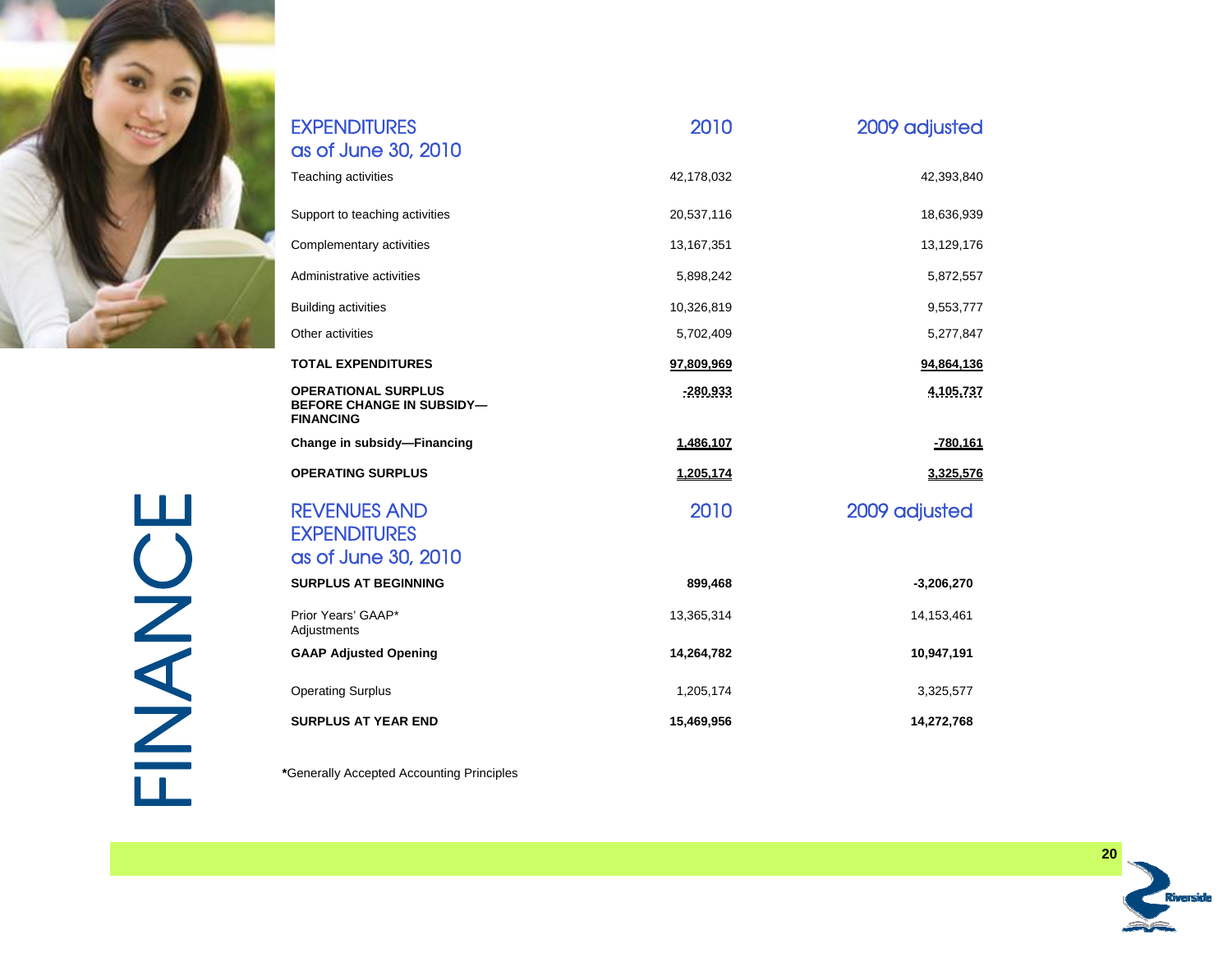# FINANCE

| EXPENDITURES as of June 30, 2010 | 2010 | 2009 adjusted |
| --- | --- | --- |
| Teaching activities | 42,178,032 | 42,393,840 |
| Support to teaching activities | 20,537,116 | 18,636,939 |
| Complementary activities | 13,167,351 | 13,129,176 |
| Administrative activities | 5,898,242 | 5,872,557 |
| Building activities | 10,326,819 | 9,553,777 |
| Other activities | 5,702,409 | 5,277,847 |
| **TOTAL EXPENDITURES** | **97,809,969** | **94,864,136** |
| **OPERATIONAL SURPLUS BEFORE CHANGE IN SUBSIDY—FINANCING** | **-280,933** | **4,105,737** |
| **Change in subsidy—Financing** | **1,486,107** | **-780,161** |
| **OPERATING SURPLUS** | **1,205,174** | **3,325,576** |

| REVENUES AND EXPENDITURES as of June 30, 2010 | 2010 | 2009 adjusted |
| --- | --- | --- |
| **SURPLUS AT BEGINNING** | **899,468** | **-3,206,270** |
| Prior Years' GAAP* Adjustments | 13,365,314 | 14,153,461 |
| **GAAP Adjusted Opening** | **14,264,782** | **10,947,191** |
| Operating Surplus | 1,205,174 | 3,325,577 |
| **SURPLUS AT YEAR END** | **15,469,956** | **14,272,768** |

***Generally Accepted Accounting Principles

Riverside